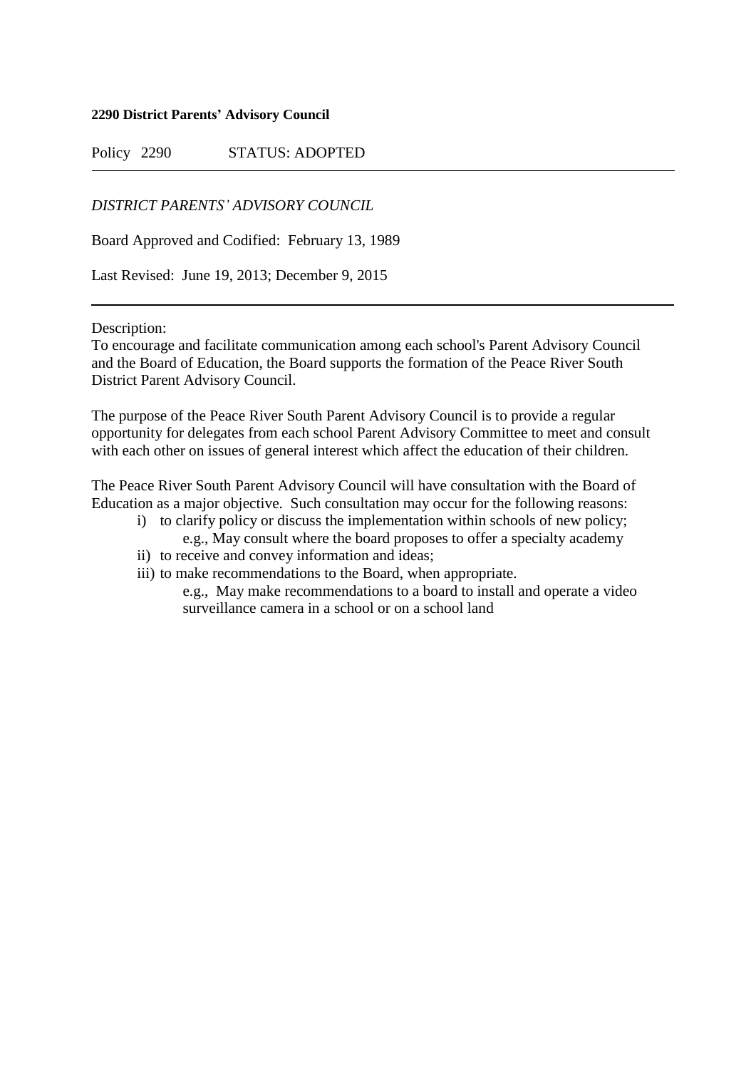**2290 District Parents' Advisory Council**

Policy 2290 STATUS: ADOPTED

---

*DISTRICT PARENTS' ADVISORY COUNCIL*

Board Approved and Codified: February 13, 1989

Last Revised: June 19, 2013; December 9, 2015

---

Description:
To encourage and facilitate communication among each school's Parent Advisory Council and the Board of Education, the Board supports the formation of the Peace River South District Parent Advisory Council.

The purpose of the Peace River South Parent Advisory Council is to provide a regular opportunity for delegates from each school Parent Advisory Committee to meet and consult with each other on issues of general interest which affect the education of their children.

The Peace River South Parent Advisory Council will have consultation with the Board of Education as a major objective. Such consultation may occur for the following reasons:

i) to clarify policy or discuss the implementation within schools of new policy;
   e.g., May consult where the board proposes to offer a specialty academy
ii) to receive and convey information and ideas;
iii) to make recommendations to the Board, when appropriate.
   e.g., May make recommendations to a board to install and operate a video surveillance camera in a school or on a school land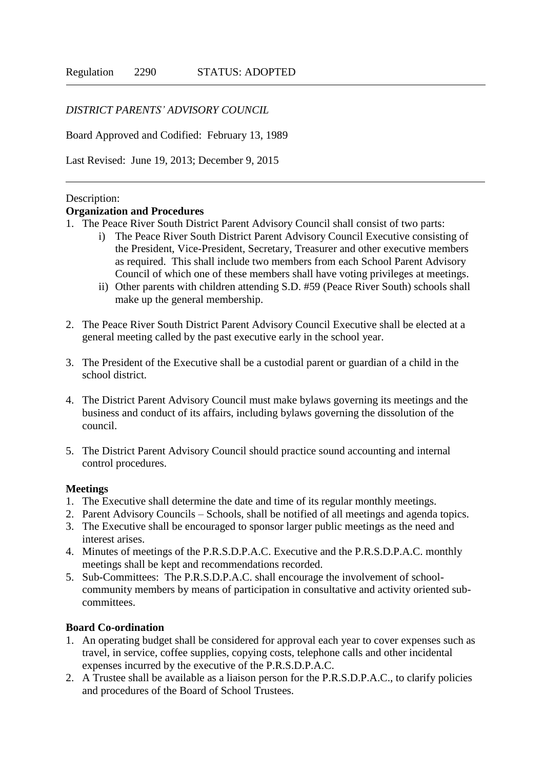Regulation 2290 STATUS: ADOPTED

*DISTRICT PARENTS' ADVISORY COUNCIL*

Board Approved and Codified: February 13, 1989

Last Revised: June 19, 2013; December 9, 2015

---

Description:

**Organization and Procedures**

1. The Peace River South District Parent Advisory Council shall consist of two parts:
   i) The Peace River South District Parent Advisory Council Executive consisting of the President, Vice-President, Secretary, Treasurer and other executive members as required. This shall include two members from each School Parent Advisory Council of which one of these members shall have voting privileges at meetings.
   ii) Other parents with children attending S.D. #59 (Peace River South) schools shall make up the general membership.

2. The Peace River South District Parent Advisory Council Executive shall be elected at a general meeting called by the past executive early in the school year.

3. The President of the Executive shall be a custodial parent or guardian of a child in the school district.

4. The District Parent Advisory Council must make bylaws governing its meetings and the business and conduct of its affairs, including bylaws governing the dissolution of the council.

5. The District Parent Advisory Council should practice sound accounting and internal control procedures.

**Meetings**

1. The Executive shall determine the date and time of its regular monthly meetings.
2. Parent Advisory Councils – Schools, shall be notified of all meetings and agenda topics.
3. The Executive shall be encouraged to sponsor larger public meetings as the need and interest arises.
4. Minutes of meetings of the P.R.S.D.P.A.C. Executive and the P.R.S.D.P.A.C. monthly meetings shall be kept and recommendations recorded.
5. Sub-Committees: The P.R.S.D.P.A.C. shall encourage the involvement of school-community members by means of participation in consultative and activity oriented sub-committees.

**Board Co-ordination**

1. An operating budget shall be considered for approval each year to cover expenses such as travel, in service, coffee supplies, copying costs, telephone calls and other incidental expenses incurred by the executive of the P.R.S.D.P.A.C.
2. A Trustee shall be available as a liaison person for the P.R.S.D.P.A.C., to clarify policies and procedures of the Board of School Trustees.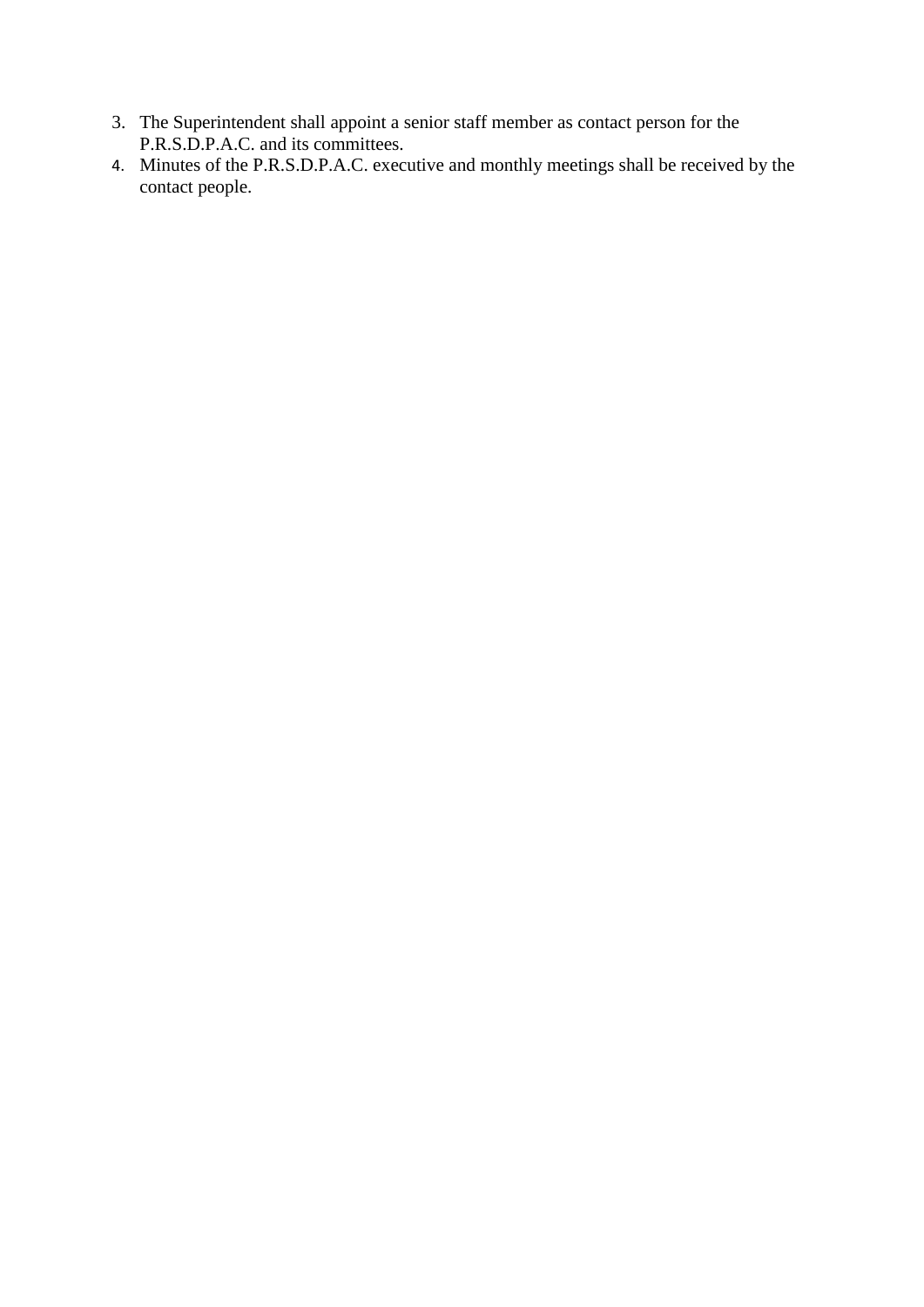3. The Superintendent shall appoint a senior staff member as contact person for the P.R.S.D.P.A.C. and its committees.
4. Minutes of the P.R.S.D.P.A.C. executive and monthly meetings shall be received by the contact people.